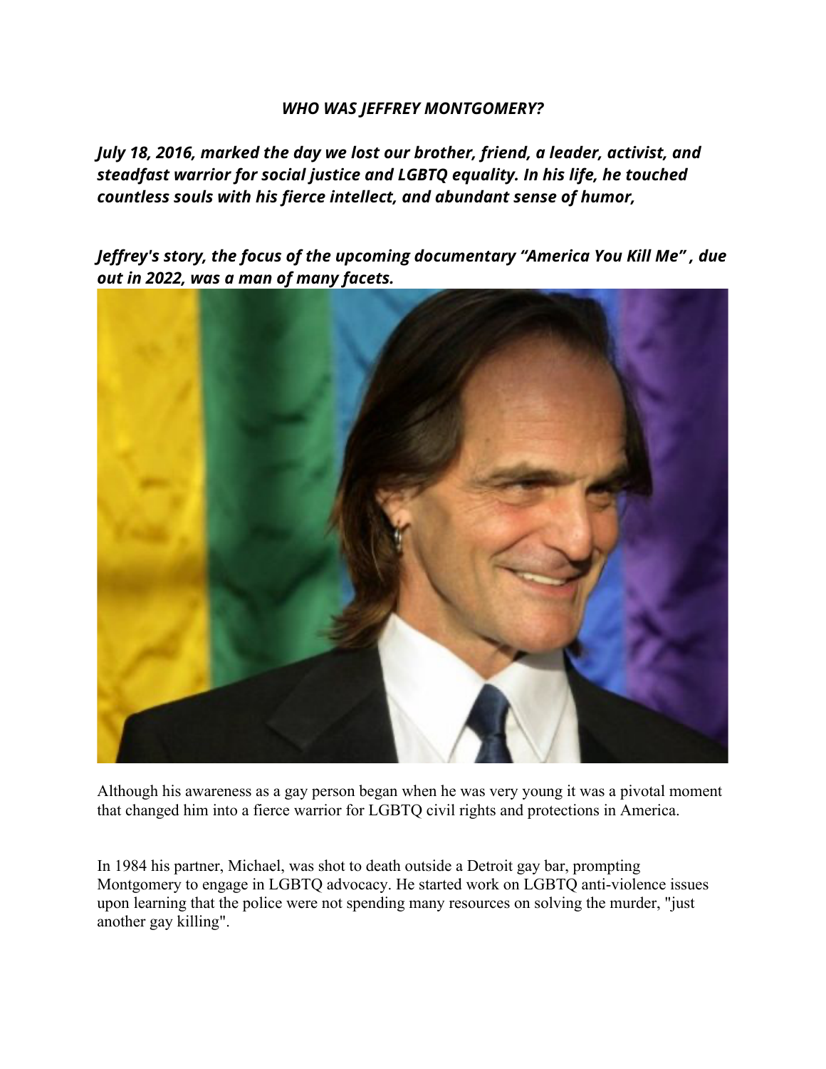***WHO WAS JEFFREY MONTGOMERY?***

***July 18, 2016, marked the day we lost our brother, friend, a leader, activist, and steadfast warrior for social justice and LGBTQ equality. In his life, he touched countless souls with his fierce intellect, and abundant sense of humor,***

***Jeffrey's story, the focus of the upcoming documentary "America You Kill Me" , due out in 2022, was a man of many facets.***

Although his awareness as a gay person began when he was very young it was a pivotal moment that changed him into a fierce warrior for LGBTQ civil rights and protections in America.

In 1984 his partner, Michael, was shot to death outside a Detroit gay bar, prompting Montgomery to engage in LGBTQ advocacy. He started work on LGBTQ anti-violence issues upon learning that the police were not spending many resources on solving the murder, "just another gay killing".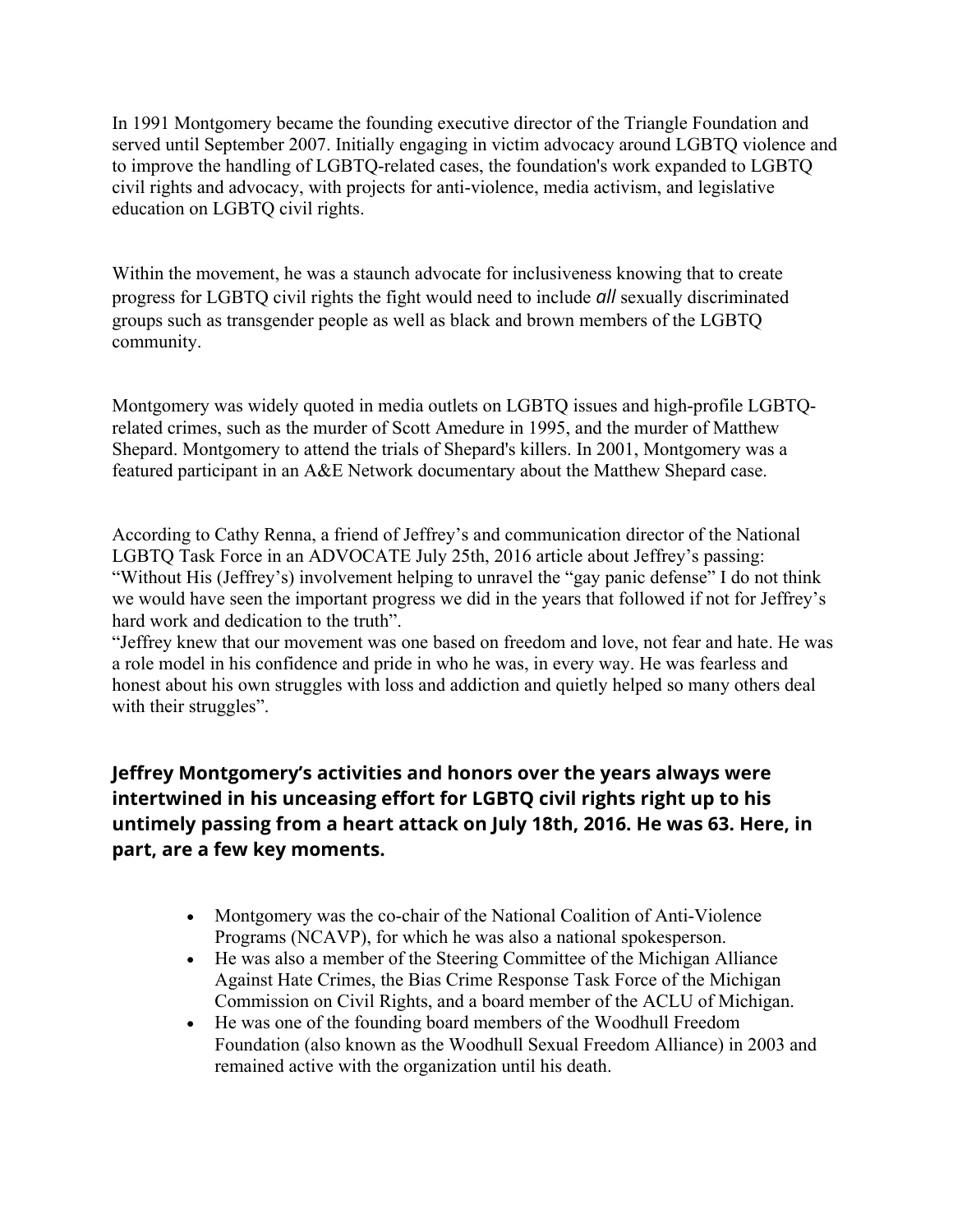In 1991 Montgomery became the founding executive director of the Triangle Foundation and served until September 2007. Initially engaging in victim advocacy around LGBTQ violence and to improve the handling of LGBTQ-related cases, the foundation's work expanded to LGBTQ civil rights and advocacy, with projects for anti-violence, media activism, and legislative education on LGBTQ civil rights.

Within the movement, he was a staunch advocate for inclusiveness knowing that to create progress for LGBTQ civil rights the fight would need to include *all* sexually discriminated groups such as transgender people as well as black and brown members of the LGBTQ community.

Montgomery was widely quoted in media outlets on LGBTQ issues and high-profile LGBTQ-related crimes, such as the murder of Scott Amedure in 1995, and the murder of Matthew Shepard. Montgomery to attend the trials of Shepard's killers. In 2001, Montgomery was a featured participant in an A&E Network documentary about the Matthew Shepard case.

According to Cathy Renna, a friend of Jeffrey's and communication director of the National LGBTQ Task Force in an ADVOCATE July 25th, 2016 article about Jeffrey's passing: "Without His (Jeffrey's) involvement helping to unravel the "gay panic defense" I do not think we would have seen the important progress we did in the years that followed if not for Jeffrey's hard work and dedication to the truth".
"Jeffrey knew that our movement was one based on freedom and love, not fear and hate. He was a role model in his confidence and pride in who he was, in every way. He was fearless and honest about his own struggles with loss and addiction and quietly helped so many others deal with their struggles".

**Jeffrey Montgomery's activities and honors over the years always were intertwined in his unceasing effort for LGBTQ civil rights right up to his untimely passing from a heart attack on July 18th, 2016. He was 63. Here, in part, are a few key moments.**

- Montgomery was the co-chair of the National Coalition of Anti-Violence Programs (NCAVP), for which he was also a national spokesperson.
- He was also a member of the Steering Committee of the Michigan Alliance Against Hate Crimes, the Bias Crime Response Task Force of the Michigan Commission on Civil Rights, and a board member of the ACLU of Michigan.
- He was one of the founding board members of the Woodhull Freedom Foundation (also known as the Woodhull Sexual Freedom Alliance) in 2003 and remained active with the organization until his death.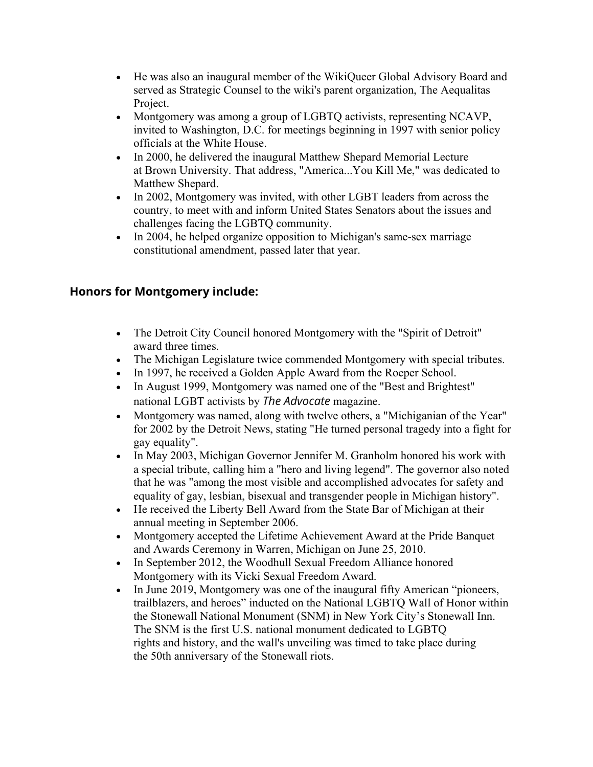- He was also an inaugural member of the WikiQueer Global Advisory Board and served as Strategic Counsel to the wiki's parent organization, The Aequalitas Project.
- Montgomery was among a group of LGBTQ activists, representing NCAVP, invited to Washington, D.C. for meetings beginning in 1997 with senior policy officials at the White House.
- In 2000, he delivered the inaugural Matthew Shepard Memorial Lecture at Brown University. That address, "America...You Kill Me," was dedicated to Matthew Shepard.
- In 2002, Montgomery was invited, with other LGBT leaders from across the country, to meet with and inform United States Senators about the issues and challenges facing the LGBTQ community.
- In 2004, he helped organize opposition to Michigan's same-sex marriage constitutional amendment, passed later that year.

### Honors for Montgomery include:

- The Detroit City Council honored Montgomery with the "Spirit of Detroit" award three times.
- The Michigan Legislature twice commended Montgomery with special tributes.
- In 1997, he received a Golden Apple Award from the Roeper School.
- In August 1999, Montgomery was named one of the "Best and Brightest" national LGBT activists by *The Advocate* magazine.
- Montgomery was named, along with twelve others, a "Michiganian of the Year" for 2002 by the Detroit News, stating "He turned personal tragedy into a fight for gay equality".
- In May 2003, Michigan Governor Jennifer M. Granholm honored his work with a special tribute, calling him a "hero and living legend". The governor also noted that he was "among the most visible and accomplished advocates for safety and equality of gay, lesbian, bisexual and transgender people in Michigan history".
- He received the Liberty Bell Award from the State Bar of Michigan at their annual meeting in September 2006.
- Montgomery accepted the Lifetime Achievement Award at the Pride Banquet and Awards Ceremony in Warren, Michigan on June 25, 2010.
- In September 2012, the Woodhull Sexual Freedom Alliance honored Montgomery with its Vicki Sexual Freedom Award.
- In June 2019, Montgomery was one of the inaugural fifty American "pioneers, trailblazers, and heroes" inducted on the National LGBTQ Wall of Honor within the Stonewall National Monument (SNM) in New York City's Stonewall Inn. The SNM is the first U.S. national monument dedicated to LGBTQ rights and history, and the wall's unveiling was timed to take place during the 50th anniversary of the Stonewall riots.